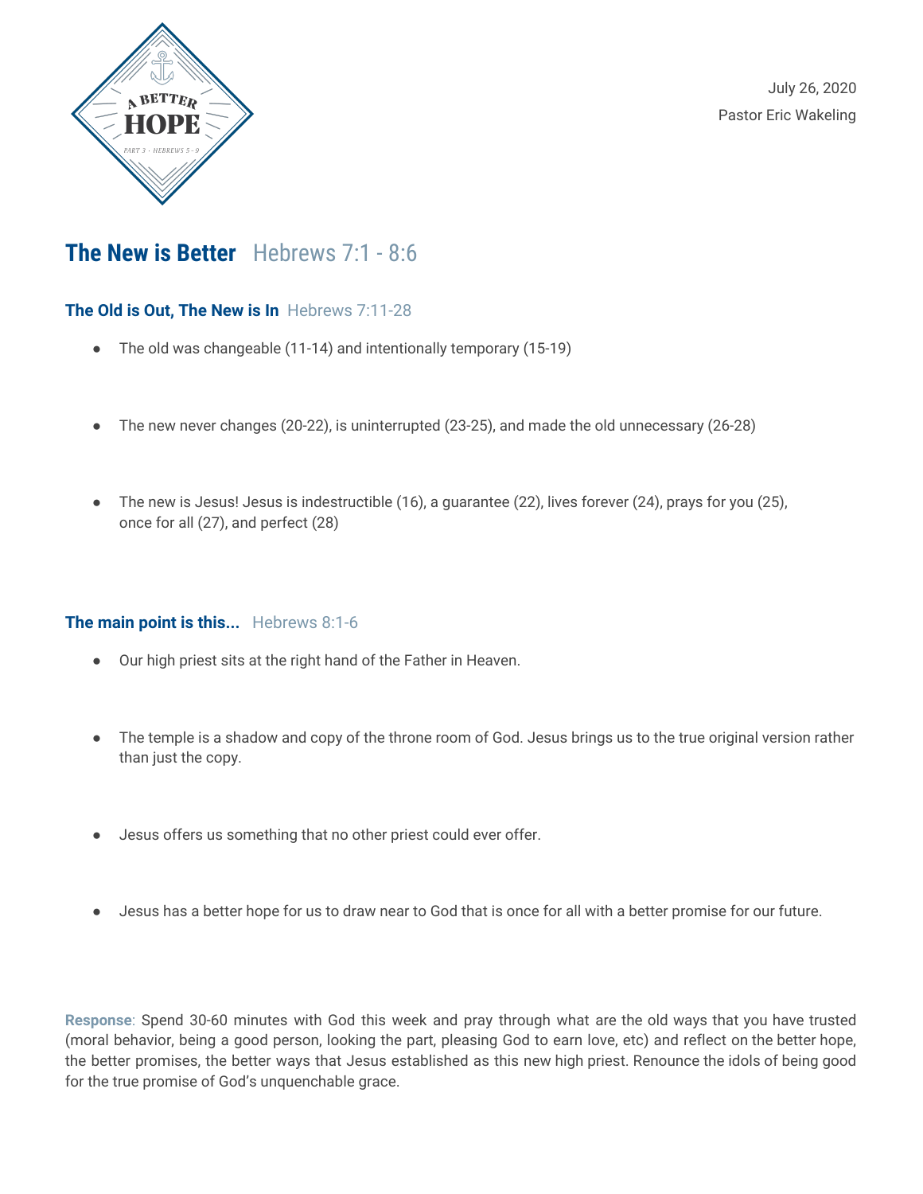A BETTER HOPE

PART 3 · HEBREWS 5 - 9

July 26, 2020

Pastor Eric Wakeling

# The New is Better Hebrews 7:1 - 8:6

## The Old is Out, The New is In Hebrews 7:11-28

- The old was changeable (11-14) and intentionally temporary (15-19)
- The new never changes (20-22), is uninterrupted (23-25), and made the old unnecessary (26-28)
- The new is Jesus! Jesus is indestructible (16), a guarantee (22), lives forever (24), prays for you (25), once for all (27), and perfect (28)

## The main point is this... Hebrews 8:1-6

- Our high priest sits at the right hand of the Father in Heaven.
- The temple is a shadow and copy of the throne room of God. Jesus brings us to the true original version rather than just the copy.
- Jesus offers us something that no other priest could ever offer.
- Jesus has a better hope for us to draw near to God that is once for all with a better promise for our future.

**Response**: Spend 30-60 minutes with God this week and pray through what are the old ways that you have trusted (moral behavior, being a good person, looking the part, pleasing God to earn love, etc) and reflect on the better hope, the better promises, the better ways that Jesus established as this new high priest. Renounce the idols of being good for the true promise of God's unquenchable grace.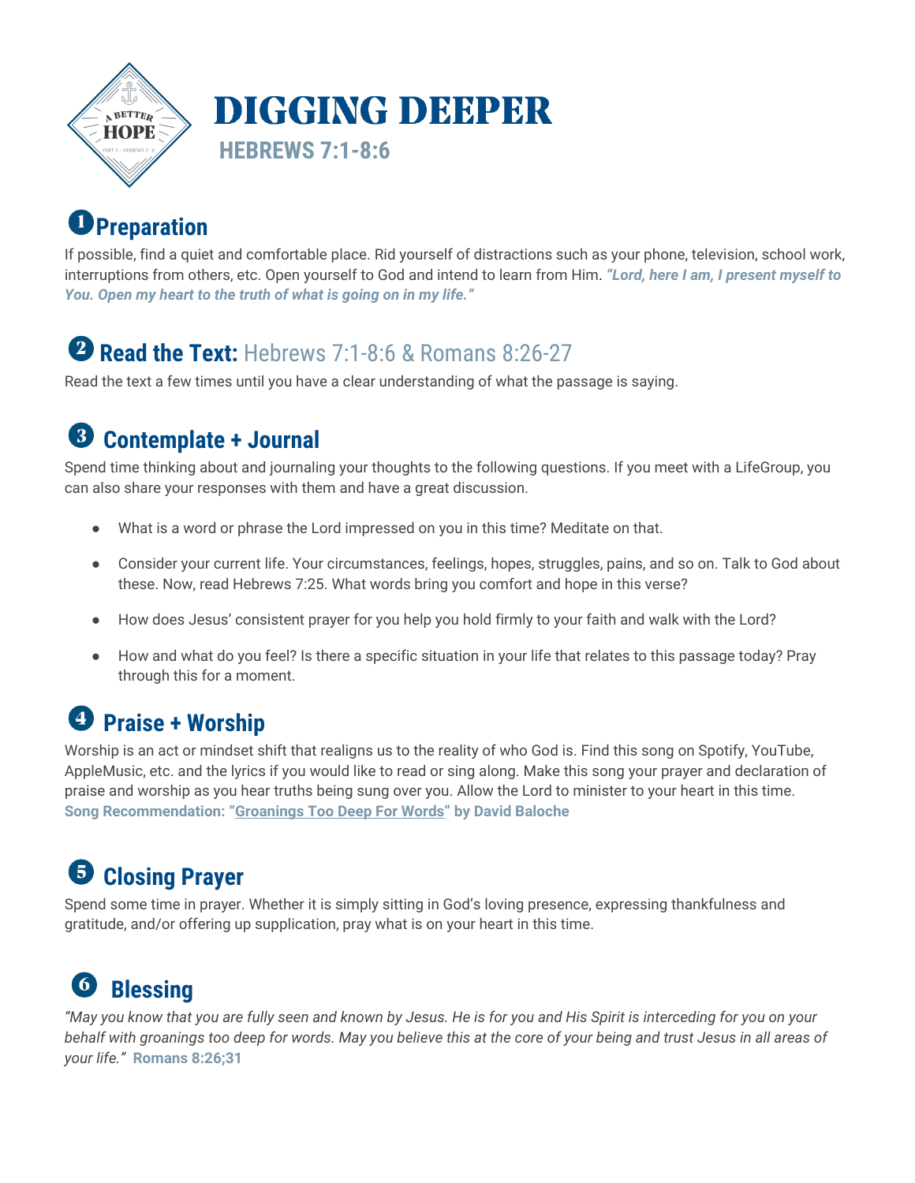# DIGGING DEEPER

## HEBREWS 7:1-8:6

## ❶ Preparation

If possible, find a quiet and comfortable place. Rid yourself of distractions such as your phone, television, school work, interruptions from others, etc. Open yourself to God and intend to learn from Him. ***"Lord, here I am, I present myself to You. Open my heart to the truth of what is going on in my life."***

## ❷ Read the Text: Hebrews 7:1-8:6 & Romans 8:26-27

Read the text a few times until you have a clear understanding of what the passage is saying.

## ❸ Contemplate + Journal

Spend time thinking about and journaling your thoughts to the following questions. If you meet with a LifeGroup, you can also share your responses with them and have a great discussion.

- What is a word or phrase the Lord impressed on you in this time? Meditate on that.
- Consider your current life. Your circumstances, feelings, hopes, struggles, pains, and so on. Talk to God about these. Now, read Hebrews 7:25. What words bring you comfort and hope in this verse?
- How does Jesus' consistent prayer for you help you hold firmly to your faith and walk with the Lord?
- How and what do you feel? Is there a specific situation in your life that relates to this passage today? Pray through this for a moment.

## ❹ Praise + Worship

Worship is an act or mindset shift that realigns us to the reality of who God is. Find this song on Spotify, YouTube, AppleMusic, etc. and the lyrics if you would like to read or sing along. Make this song your prayer and declaration of praise and worship as you hear truths being sung over you. Allow the Lord to minister to your heart in this time.
**Song Recommendation: "Groanings Too Deep For Words" by David Baloche**

## ❺ Closing Prayer

Spend some time in prayer. Whether it is simply sitting in God's loving presence, expressing thankfulness and gratitude, and/or offering up supplication, pray what is on your heart in this time.

## ❻ Blessing

*"May you know that you are fully seen and known by Jesus. He is for you and His Spirit is interceding for you on your behalf with groanings too deep for words. May you believe this at the core of your being and trust Jesus in all areas of your life."* **Romans 8:26;31**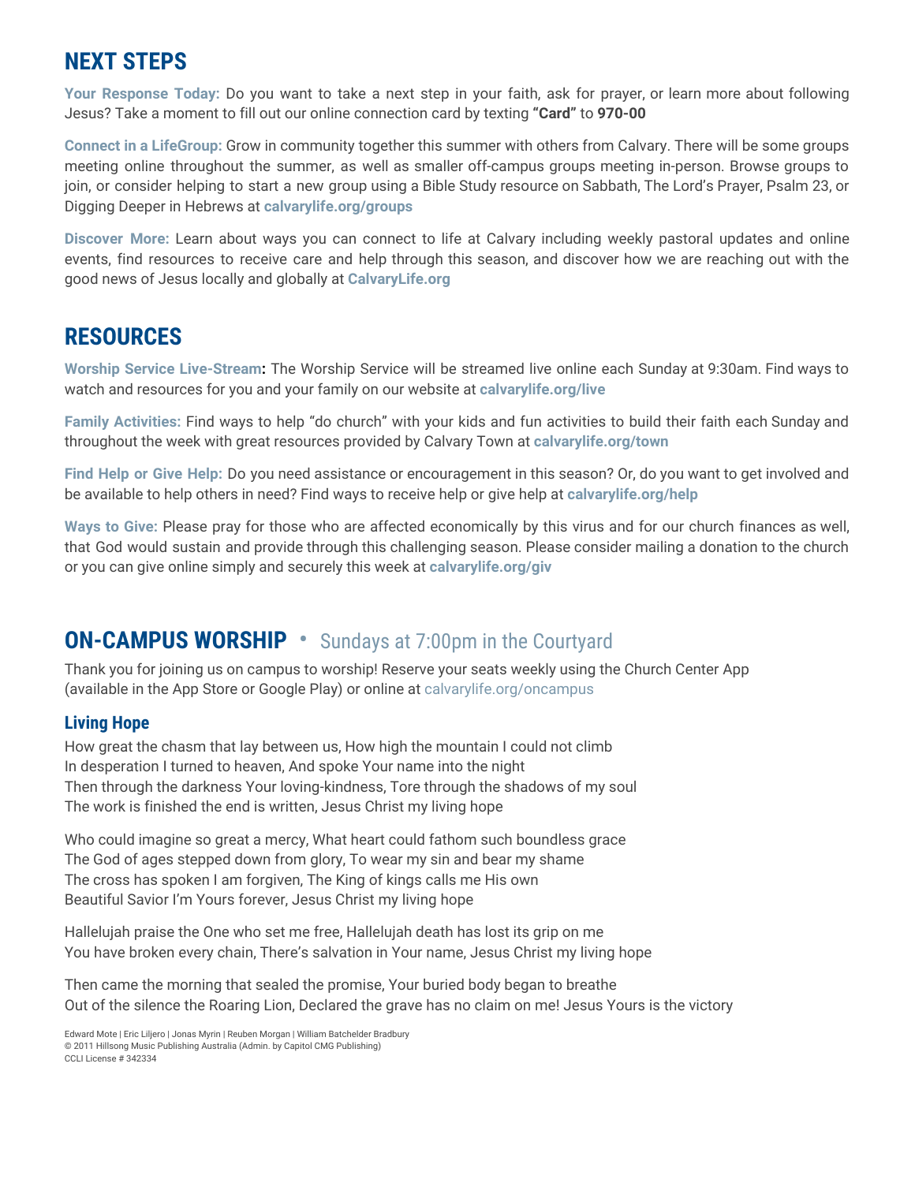## NEXT STEPS

**Your Response Today:** Do you want to take a next step in your faith, ask for prayer, or learn more about following Jesus? Take a moment to fill out our online connection card by texting **"Card"** to **970-00**

**Connect in a LifeGroup:** Grow in community together this summer with others from Calvary. There will be some groups meeting online throughout the summer, as well as smaller off-campus groups meeting in-person. Browse groups to join, or consider helping to start a new group using a Bible Study resource on Sabbath, The Lord's Prayer, Psalm 23, or Digging Deeper in Hebrews at **calvarylife.org/groups**

**Discover More:** Learn about ways you can connect to life at Calvary including weekly pastoral updates and online events, find resources to receive care and help through this season, and discover how we are reaching out with the good news of Jesus locally and globally at **CalvaryLife.org**

## RESOURCES

**Worship Service Live-Stream:** The Worship Service will be streamed live online each Sunday at 9:30am. Find ways to watch and resources for you and your family on our website at **calvarylife.org/live**

**Family Activities:** Find ways to help "do church" with your kids and fun activities to build their faith each Sunday and throughout the week with great resources provided by Calvary Town at **calvarylife.org/town**

**Find Help or Give Help:** Do you need assistance or encouragement in this season? Or, do you want to get involved and be available to help others in need? Find ways to receive help or give help at **calvarylife.org/help**

**Ways to Give:** Please pray for those who are affected economically by this virus and for our church finances as well, that God would sustain and provide through this challenging season. Please consider mailing a donation to the church or you can give online simply and securely this week at **calvarylife.org/giv**

## ON-CAMPUS WORSHIP • Sundays at 7:00pm in the Courtyard

Thank you for joining us on campus to worship! Reserve your seats weekly using the Church Center App (available in the App Store or Google Play) or online at calvarylife.org/oncampus

### Living Hope

How great the chasm that lay between us, How high the mountain I could not climb
In desperation I turned to heaven, And spoke Your name into the night
Then through the darkness Your loving-kindness, Tore through the shadows of my soul
The work is finished the end is written, Jesus Christ my living hope

Who could imagine so great a mercy, What heart could fathom such boundless grace
The God of ages stepped down from glory, To wear my sin and bear my shame
The cross has spoken I am forgiven, The King of kings calls me His own
Beautiful Savior I'm Yours forever, Jesus Christ my living hope

Hallelujah praise the One who set me free, Hallelujah death has lost its grip on me
You have broken every chain, There's salvation in Your name, Jesus Christ my living hope

Then came the morning that sealed the promise, Your buried body began to breathe
Out of the silence the Roaring Lion, Declared the grave has no claim on me! Jesus Yours is the victory

Edward Mote | Eric Liljero | Jonas Myrin | Reuben Morgan | William Batchelder Bradbury
© 2011 Hillsong Music Publishing Australia (Admin. by Capitol CMG Publishing)
CCLI License # 342334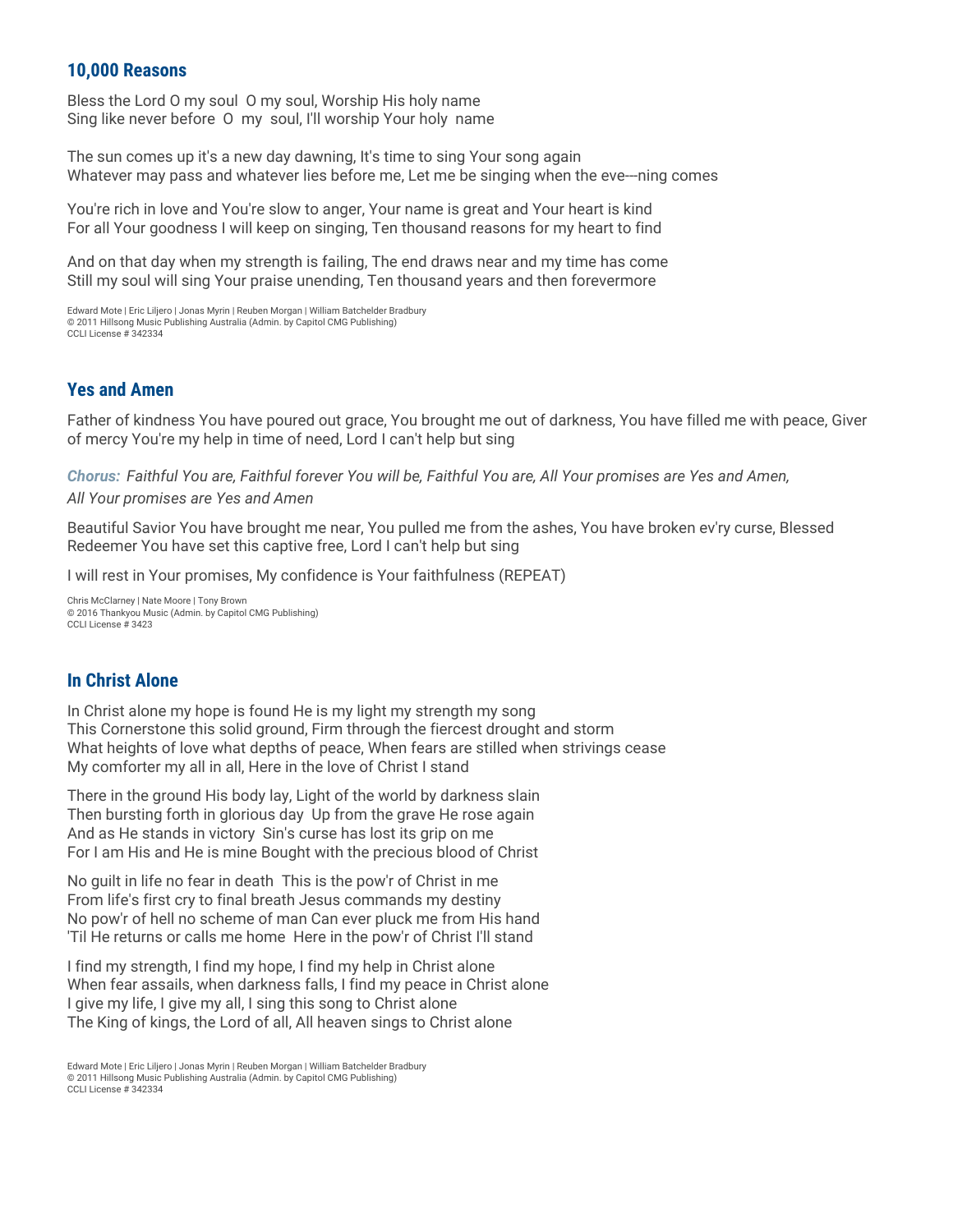## 10,000 Reasons

Bless the Lord O my soul  O my soul, Worship His holy name
Sing like never before  O  my  soul, I'll worship Your holy  name

The sun comes up it's a new day dawning, It's time to sing Your song again
Whatever may pass and whatever lies before me, Let me be singing when the eve---ning comes

You're rich in love and You're slow to anger, Your name is great and Your heart is kind
For all Your goodness I will keep on singing, Ten thousand reasons for my heart to find

And on that day when my strength is failing, The end draws near and my time has come
Still my soul will sing Your praise unending, Ten thousand years and then forevermore

Edward Mote | Eric Liljero | Jonas Myrin | Reuben Morgan | William Batchelder Bradbury
© 2011 Hillsong Music Publishing Australia (Admin. by Capitol CMG Publishing)
CCLI License # 342334

## Yes and Amen

Father of kindness You have poured out grace, You brought me out of darkness, You have filled me with peace, Giver of mercy You're my help in time of need, Lord I can't help but sing

***Chorus:*** *Faithful You are, Faithful forever You will be, Faithful You are, All Your promises are Yes and Amen, All Your promises are Yes and Amen*

Beautiful Savior You have brought me near, You pulled me from the ashes, You have broken ev'ry curse, Blessed Redeemer You have set this captive free, Lord I can't help but sing

I will rest in Your promises, My confidence is Your faithfulness (REPEAT)

Chris McClarney | Nate Moore | Tony Brown
© 2016 Thankyou Music (Admin. by Capitol CMG Publishing)
CCLI License # 3423

## In Christ Alone

In Christ alone my hope is found He is my light my strength my song
This Cornerstone this solid ground, Firm through the fiercest drought and storm
What heights of love what depths of peace, When fears are stilled when strivings cease
My comforter my all in all, Here in the love of Christ I stand

There in the ground His body lay, Light of the world by darkness slain
Then bursting forth in glorious day  Up from the grave He rose again
And as He stands in victory  Sin's curse has lost its grip on me
For I am His and He is mine Bought with the precious blood of Christ

No guilt in life no fear in death  This is the pow'r of Christ in me
From life's first cry to final breath Jesus commands my destiny
No pow'r of hell no scheme of man Can ever pluck me from His hand
'Til He returns or calls me home  Here in the pow'r of Christ I'll stand

I find my strength, I find my hope, I find my help in Christ alone
When fear assails, when darkness falls, I find my peace in Christ alone
I give my life, I give my all, I sing this song to Christ alone
The King of kings, the Lord of all, All heaven sings to Christ alone

Edward Mote | Eric Liljero | Jonas Myrin | Reuben Morgan | William Batchelder Bradbury
© 2011 Hillsong Music Publishing Australia (Admin. by Capitol CMG Publishing)
CCLI License # 342334